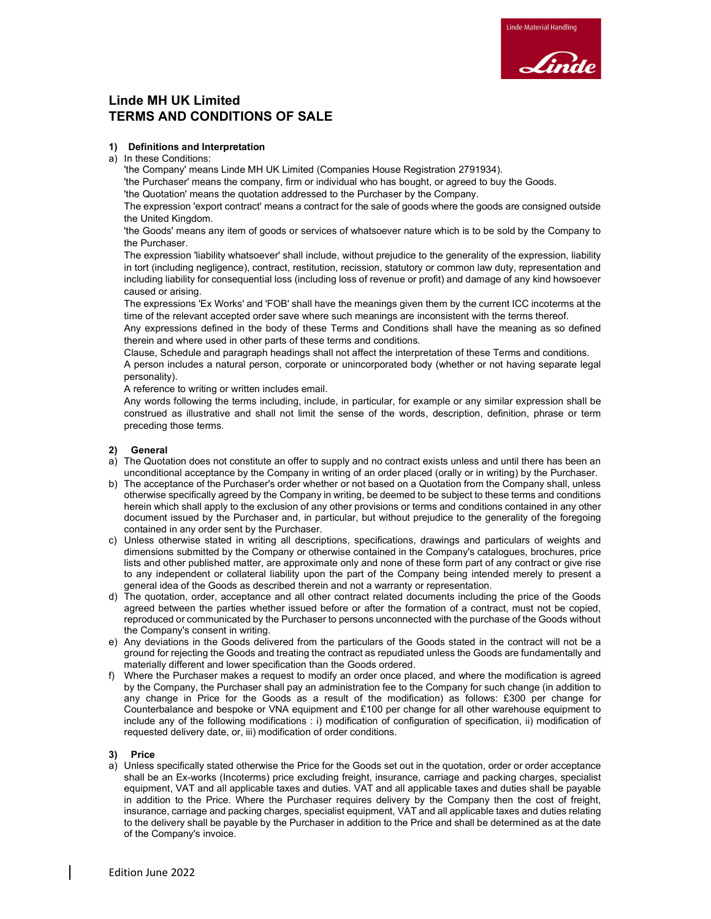# Linde MH UK Limited
# TERMS AND CONDITIONS OF SALE

## 1) Definitions and Interpretation

a) In these Conditions:

'the Company' means Linde MH UK Limited (Companies House Registration 2791934).

'the Purchaser' means the company, firm or individual who has bought, or agreed to buy the Goods.

'the Quotation' means the quotation addressed to the Purchaser by the Company.

The expression 'export contract' means a contract for the sale of goods where the goods are consigned outside the United Kingdom.

'the Goods' means any item of goods or services of whatsoever nature which is to be sold by the Company to the Purchaser.

The expression 'liability whatsoever' shall include, without prejudice to the generality of the expression, liability in tort (including negligence), contract, restitution, recission, statutory or common law duty, representation and including liability for consequential loss (including loss of revenue or profit) and damage of any kind howsoever caused or arising.

The expressions 'Ex Works' and 'FOB' shall have the meanings given them by the current ICC incoterms at the time of the relevant accepted order save where such meanings are inconsistent with the terms thereof.

Any expressions defined in the body of these Terms and Conditions shall have the meaning as so defined therein and where used in other parts of these terms and conditions.

Clause, Schedule and paragraph headings shall not affect the interpretation of these Terms and conditions.

A person includes a natural person, corporate or unincorporated body (whether or not having separate legal personality).

A reference to writing or written includes email.

Any words following the terms including, include, in particular, for example or any similar expression shall be construed as illustrative and shall not limit the sense of the words, description, definition, phrase or term preceding those terms.

## 2) General

a) The Quotation does not constitute an offer to supply and no contract exists unless and until there has been an unconditional acceptance by the Company in writing of an order placed (orally or in writing) by the Purchaser.

b) The acceptance of the Purchaser's order whether or not based on a Quotation from the Company shall, unless otherwise specifically agreed by the Company in writing, be deemed to be subject to these terms and conditions herein which shall apply to the exclusion of any other provisions or terms and conditions contained in any other document issued by the Purchaser and, in particular, but without prejudice to the generality of the foregoing contained in any order sent by the Purchaser.

c) Unless otherwise stated in writing all descriptions, specifications, drawings and particulars of weights and dimensions submitted by the Company or otherwise contained in the Company's catalogues, brochures, price lists and other published matter, are approximate only and none of these form part of any contract or give rise to any independent or collateral liability upon the part of the Company being intended merely to present a general idea of the Goods as described therein and not a warranty or representation.

d) The quotation, order, acceptance and all other contract related documents including the price of the Goods agreed between the parties whether issued before or after the formation of a contract, must not be copied, reproduced or communicated by the Purchaser to persons unconnected with the purchase of the Goods without the Company's consent in writing.

e) Any deviations in the Goods delivered from the particulars of the Goods stated in the contract will not be a ground for rejecting the Goods and treating the contract as repudiated unless the Goods are fundamentally and materially different and lower specification than the Goods ordered.

f) Where the Purchaser makes a request to modify an order once placed, and where the modification is agreed by the Company, the Purchaser shall pay an administration fee to the Company for such change (in addition to any change in Price for the Goods as a result of the modification) as follows: £300 per change for Counterbalance and bespoke or VNA equipment and £100 per change for all other warehouse equipment to include any of the following modifications : i) modification of configuration of specification, ii) modification of requested delivery date, or, iii) modification of order conditions.

## 3) Price

a) Unless specifically stated otherwise the Price for the Goods set out in the quotation, order or order acceptance shall be an Ex-works (Incoterms) price excluding freight, insurance, carriage and packing charges, specialist equipment, VAT and all applicable taxes and duties. VAT and all applicable taxes and duties shall be payable in addition to the Price. Where the Purchaser requires delivery by the Company then the cost of freight, insurance, carriage and packing charges, specialist equipment, VAT and all applicable taxes and duties relating to the delivery shall be payable by the Purchaser in addition to the Price and shall be determined as at the date of the Company's invoice.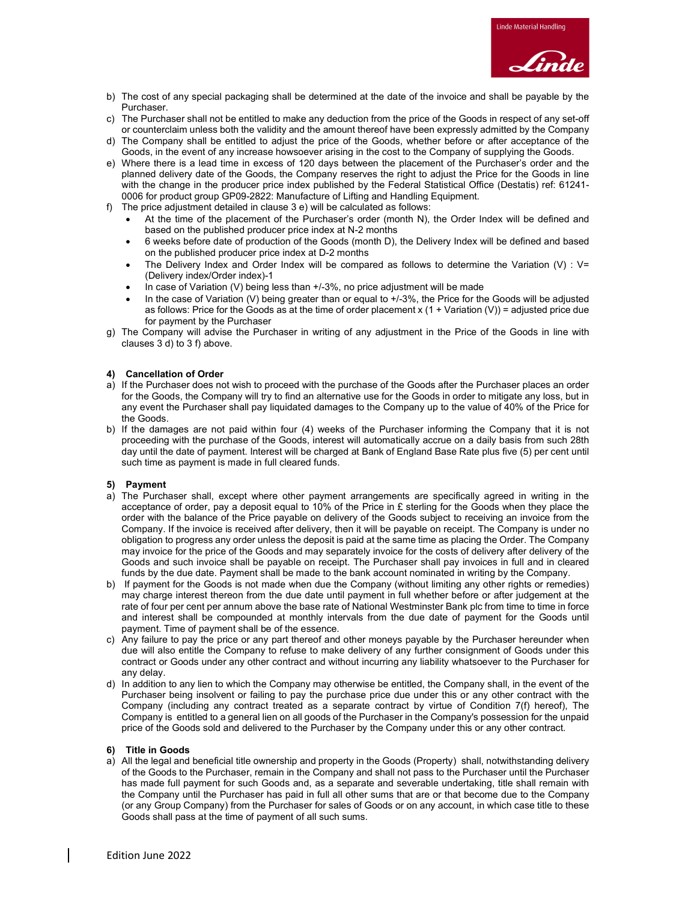b) The cost of any special packaging shall be determined at the date of the invoice and shall be payable by the Purchaser.

c) The Purchaser shall not be entitled to make any deduction from the price of the Goods in respect of any set-off or counterclaim unless both the validity and the amount thereof have been expressly admitted by the Company

d) The Company shall be entitled to adjust the price of the Goods, whether before or after acceptance of the Goods, in the event of any increase howsoever arising in the cost to the Company of supplying the Goods.

e) Where there is a lead time in excess of 120 days between the placement of the Purchaser's order and the planned delivery date of the Goods, the Company reserves the right to adjust the Price for the Goods in line with the change in the producer price index published by the Federal Statistical Office (Destatis) ref: 61241-0006 for product group GP09-2822: Manufacture of Lifting and Handling Equipment.

f) The price adjustment detailed in clause 3 e) will be calculated as follows:
   - At the time of the placement of the Purchaser's order (month N), the Order Index will be defined and based on the published producer price index at N-2 months
   - 6 weeks before date of production of the Goods (month D), the Delivery Index will be defined and based on the published producer price index at D-2 months
   - The Delivery Index and Order Index will be compared as follows to determine the Variation (V) : V= (Delivery index/Order index)-1
   - In case of Variation (V) being less than +/-3%, no price adjustment will be made
   - In the case of Variation (V) being greater than or equal to +/-3%, the Price for the Goods will be adjusted as follows: Price for the Goods as at the time of order placement x (1 + Variation (V)) = adjusted price due for payment by the Purchaser

g) The Company will advise the Purchaser in writing of any adjustment in the Price of the Goods in line with clauses 3 d) to 3 f) above.

## 4) Cancellation of Order

a) If the Purchaser does not wish to proceed with the purchase of the Goods after the Purchaser places an order for the Goods, the Company will try to find an alternative use for the Goods in order to mitigate any loss, but in any event the Purchaser shall pay liquidated damages to the Company up to the value of 40% of the Price for the Goods.

b) If the damages are not paid within four (4) weeks of the Purchaser informing the Company that it is not proceeding with the purchase of the Goods, interest will automatically accrue on a daily basis from such 28th day until the date of payment. Interest will be charged at Bank of England Base Rate plus five (5) per cent until such time as payment is made in full cleared funds.

## 5) Payment

a) The Purchaser shall, except where other payment arrangements are specifically agreed in writing in the acceptance of order, pay a deposit equal to 10% of the Price in £ sterling for the Goods when they place the order with the balance of the Price payable on delivery of the Goods subject to receiving an invoice from the Company. If the invoice is received after delivery, then it will be payable on receipt. The Company is under no obligation to progress any order unless the deposit is paid at the same time as placing the Order. The Company may invoice for the price of the Goods and may separately invoice for the costs of delivery after delivery of the Goods and such invoice shall be payable on receipt. The Purchaser shall pay invoices in full and in cleared funds by the due date. Payment shall be made to the bank account nominated in writing by the Company.

b) If payment for the Goods is not made when due the Company (without limiting any other rights or remedies) may charge interest thereon from the due date until payment in full whether before or after judgement at the rate of four per cent per annum above the base rate of National Westminster Bank plc from time to time in force and interest shall be compounded at monthly intervals from the due date of payment for the Goods until payment. Time of payment shall be of the essence.

c) Any failure to pay the price or any part thereof and other moneys payable by the Purchaser hereunder when due will also entitle the Company to refuse to make delivery of any further consignment of Goods under this contract or Goods under any other contract and without incurring any liability whatsoever to the Purchaser for any delay.

d) In addition to any lien to which the Company may otherwise be entitled, the Company shall, in the event of the Purchaser being insolvent or failing to pay the purchase price due under this or any other contract with the Company (including any contract treated as a separate contract by virtue of Condition 7(f) hereof), The Company is entitled to a general lien on all goods of the Purchaser in the Company's possession for the unpaid price of the Goods sold and delivered to the Purchaser by the Company under this or any other contract.

## 6) Title in Goods

a) All the legal and beneficial title ownership and property in the Goods (Property) shall, notwithstanding delivery of the Goods to the Purchaser, remain in the Company and shall not pass to the Purchaser until the Purchaser has made full payment for such Goods and, as a separate and severable undertaking, title shall remain with the Company until the Purchaser has paid in full all other sums that are or that become due to the Company (or any Group Company) from the Purchaser for sales of Goods or on any account, in which case title to these Goods shall pass at the time of payment of all such sums.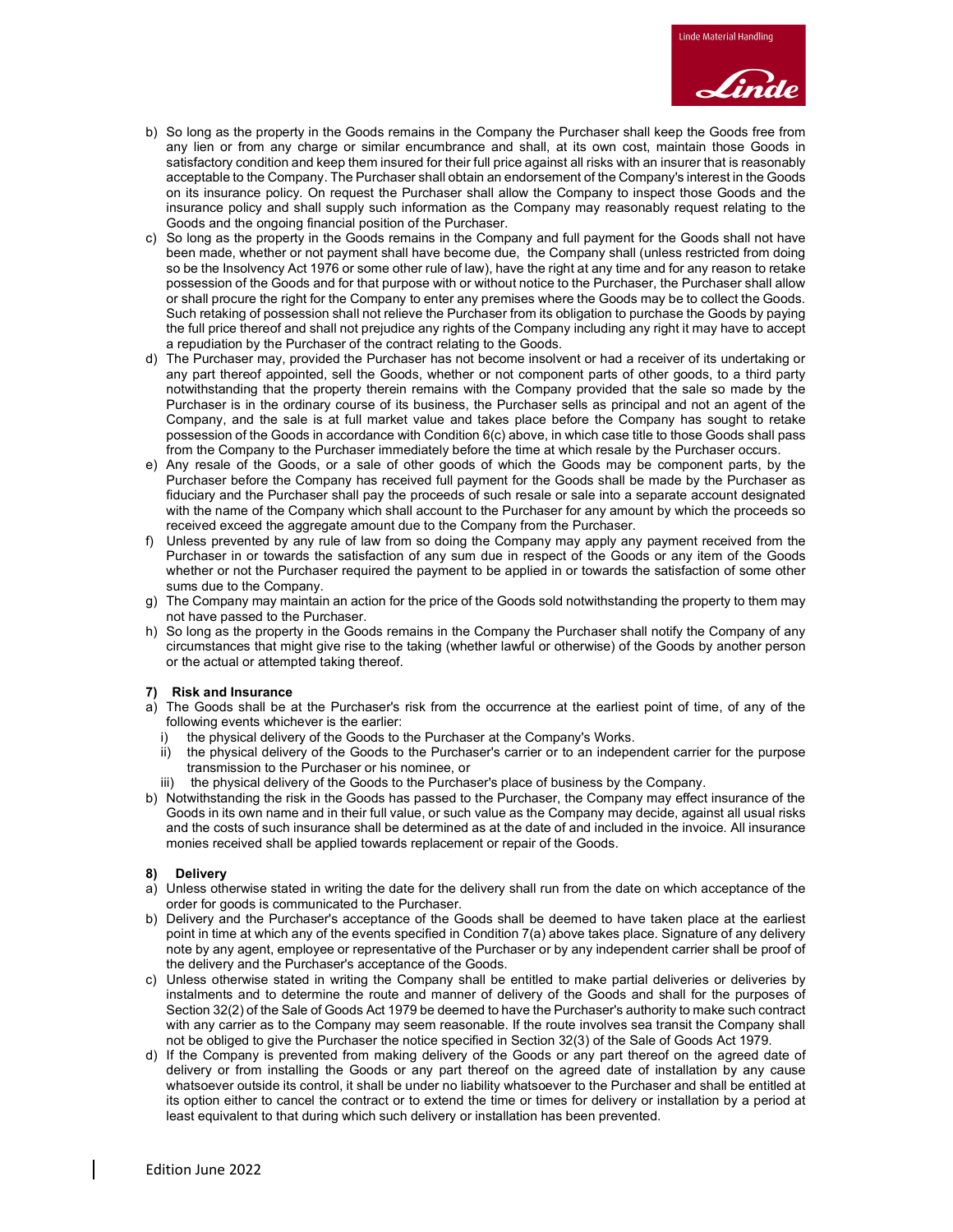b) So long as the property in the Goods remains in the Company the Purchaser shall keep the Goods free from any lien or from any charge or similar encumbrance and shall, at its own cost, maintain those Goods in satisfactory condition and keep them insured for their full price against all risks with an insurer that is reasonably acceptable to the Company. The Purchaser shall obtain an endorsement of the Company's interest in the Goods on its insurance policy. On request the Purchaser shall allow the Company to inspect those Goods and the insurance policy and shall supply such information as the Company may reasonably request relating to the Goods and the ongoing financial position of the Purchaser.

c) So long as the property in the Goods remains in the Company and full payment for the Goods shall not have been made, whether or not payment shall have become due, the Company shall (unless restricted from doing so be the Insolvency Act 1976 or some other rule of law), have the right at any time and for any reason to retake possession of the Goods and for that purpose with or without notice to the Purchaser, the Purchaser shall allow or shall procure the right for the Company to enter any premises where the Goods may be to collect the Goods. Such retaking of possession shall not relieve the Purchaser from its obligation to purchase the Goods by paying the full price thereof and shall not prejudice any rights of the Company including any right it may have to accept a repudiation by the Purchaser of the contract relating to the Goods.

d) The Purchaser may, provided the Purchaser has not become insolvent or had a receiver of its undertaking or any part thereof appointed, sell the Goods, whether or not component parts of other goods, to a third party notwithstanding that the property therein remains with the Company provided that the sale so made by the Purchaser is in the ordinary course of its business, the Purchaser sells as principal and not an agent of the Company, and the sale is at full market value and takes place before the Company has sought to retake possession of the Goods in accordance with Condition 6(c) above, in which case title to those Goods shall pass from the Company to the Purchaser immediately before the time at which resale by the Purchaser occurs.

e) Any resale of the Goods, or a sale of other goods of which the Goods may be component parts, by the Purchaser before the Company has received full payment for the Goods shall be made by the Purchaser as fiduciary and the Purchaser shall pay the proceeds of such resale or sale into a separate account designated with the name of the Company which shall account to the Purchaser for any amount by which the proceeds so received exceed the aggregate amount due to the Company from the Purchaser.

f) Unless prevented by any rule of law from so doing the Company may apply any payment received from the Purchaser in or towards the satisfaction of any sum due in respect of the Goods or any item of the Goods whether or not the Purchaser required the payment to be applied in or towards the satisfaction of some other sums due to the Company.

g) The Company may maintain an action for the price of the Goods sold notwithstanding the property to them may not have passed to the Purchaser.

h) So long as the property in the Goods remains in the Company the Purchaser shall notify the Company of any circumstances that might give rise to the taking (whether lawful or otherwise) of the Goods by another person or the actual or attempted taking thereof.

**7) Risk and Insurance**

a) The Goods shall be at the Purchaser's risk from the occurrence at the earliest point of time, of any of the following events whichever is the earlier:
   i) the physical delivery of the Goods to the Purchaser at the Company's Works.
   ii) the physical delivery of the Goods to the Purchaser's carrier or to an independent carrier for the purpose transmission to the Purchaser or his nominee, or
   iii) the physical delivery of the Goods to the Purchaser's place of business by the Company.

b) Notwithstanding the risk in the Goods has passed to the Purchaser, the Company may effect insurance of the Goods in its own name and in their full value, or such value as the Company may decide, against all usual risks and the costs of such insurance shall be determined as at the date of and included in the invoice. All insurance monies received shall be applied towards replacement or repair of the Goods.

**8) Delivery**

a) Unless otherwise stated in writing the date for the delivery shall run from the date on which acceptance of the order for goods is communicated to the Purchaser.

b) Delivery and the Purchaser's acceptance of the Goods shall be deemed to have taken place at the earliest point in time at which any of the events specified in Condition 7(a) above takes place. Signature of any delivery note by any agent, employee or representative of the Purchaser or by any independent carrier shall be proof of the delivery and the Purchaser's acceptance of the Goods.

c) Unless otherwise stated in writing the Company shall be entitled to make partial deliveries or deliveries by instalments and to determine the route and manner of delivery of the Goods and shall for the purposes of Section 32(2) of the Sale of Goods Act 1979 be deemed to have the Purchaser's authority to make such contract with any carrier as to the Company may seem reasonable. If the route involves sea transit the Company shall not be obliged to give the Purchaser the notice specified in Section 32(3) of the Sale of Goods Act 1979.

d) If the Company is prevented from making delivery of the Goods or any part thereof on the agreed date of delivery or from installing the Goods or any part thereof on the agreed date of installation by any cause whatsoever outside its control, it shall be under no liability whatsoever to the Purchaser and shall be entitled at its option either to cancel the contract or to extend the time or times for delivery or installation by a period at least equivalent to that during which such delivery or installation has been prevented.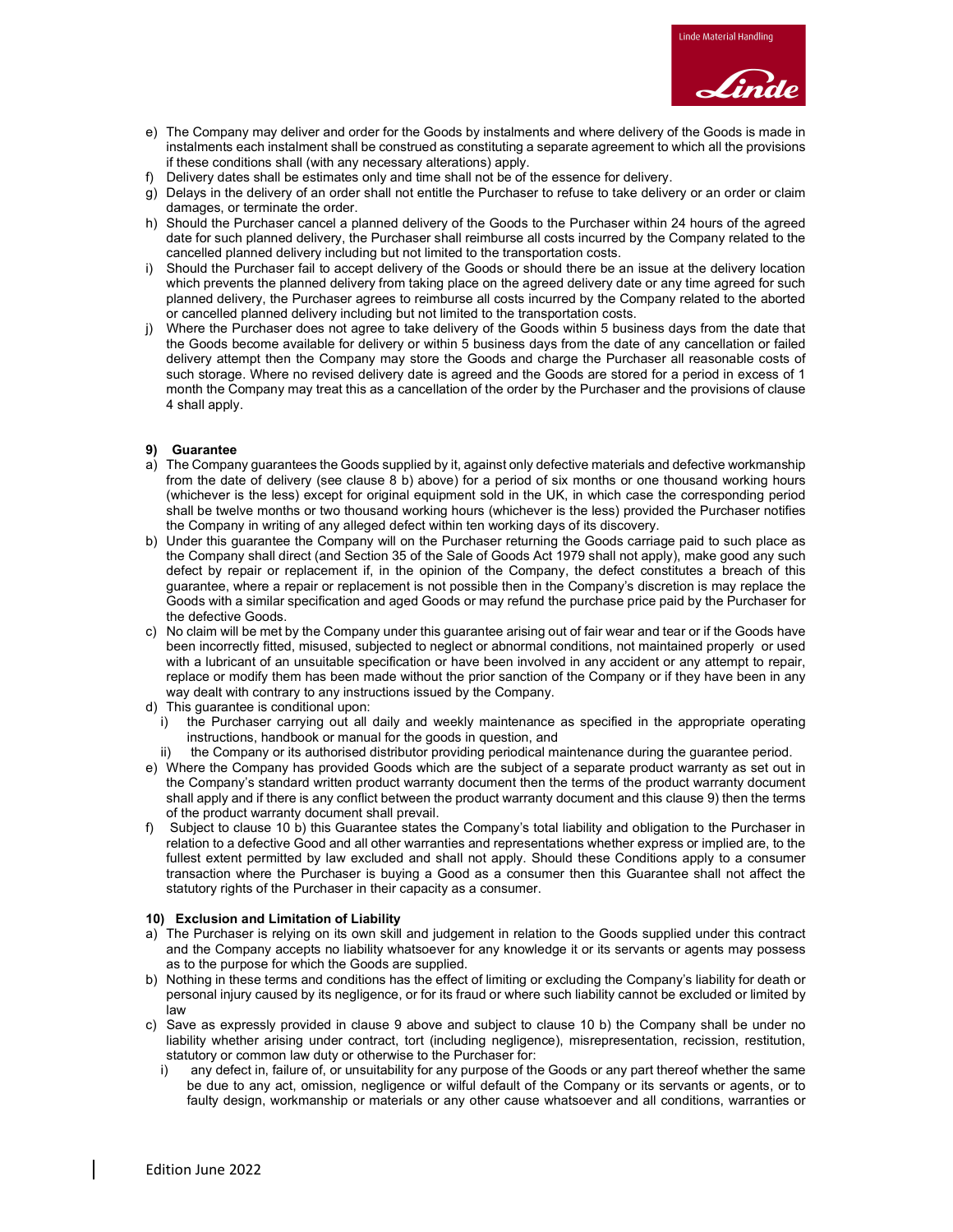e) The Company may deliver and order for the Goods by instalments and where delivery of the Goods is made in instalments each instalment shall be construed as constituting a separate agreement to which all the provisions if these conditions shall (with any necessary alterations) apply.

f) Delivery dates shall be estimates only and time shall not be of the essence for delivery.

g) Delays in the delivery of an order shall not entitle the Purchaser to refuse to take delivery or an order or claim damages, or terminate the order.

h) Should the Purchaser cancel a planned delivery of the Goods to the Purchaser within 24 hours of the agreed date for such planned delivery, the Purchaser shall reimburse all costs incurred by the Company related to the cancelled planned delivery including but not limited to the transportation costs.

i) Should the Purchaser fail to accept delivery of the Goods or should there be an issue at the delivery location which prevents the planned delivery from taking place on the agreed delivery date or any time agreed for such planned delivery, the Purchaser agrees to reimburse all costs incurred by the Company related to the aborted or cancelled planned delivery including but not limited to the transportation costs.

j) Where the Purchaser does not agree to take delivery of the Goods within 5 business days from the date that the Goods become available for delivery or within 5 business days from the date of any cancellation or failed delivery attempt then the Company may store the Goods and charge the Purchaser all reasonable costs of such storage. Where no revised delivery date is agreed and the Goods are stored for a period in excess of 1 month the Company may treat this as a cancellation of the order by the Purchaser and the provisions of clause 4 shall apply.

### 9) Guarantee

a) The Company guarantees the Goods supplied by it, against only defective materials and defective workmanship from the date of delivery (see clause 8 b) above) for a period of six months or one thousand working hours (whichever is the less) except for original equipment sold in the UK, in which case the corresponding period shall be twelve months or two thousand working hours (whichever is the less) provided the Purchaser notifies the Company in writing of any alleged defect within ten working days of its discovery.

b) Under this guarantee the Company will on the Purchaser returning the Goods carriage paid to such place as the Company shall direct (and Section 35 of the Sale of Goods Act 1979 shall not apply), make good any such defect by repair or replacement if, in the opinion of the Company, the defect constitutes a breach of this guarantee, where a repair or replacement is not possible then in the Company's discretion is may replace the Goods with a similar specification and aged Goods or may refund the purchase price paid by the Purchaser for the defective Goods.

c) No claim will be met by the Company under this guarantee arising out of fair wear and tear or if the Goods have been incorrectly fitted, misused, subjected to neglect or abnormal conditions, not maintained properly or used with a lubricant of an unsuitable specification or have been involved in any accident or any attempt to repair, replace or modify them has been made without the prior sanction of the Company or if they have been in any way dealt with contrary to any instructions issued by the Company.

d) This guarantee is conditional upon:
   i) the Purchaser carrying out all daily and weekly maintenance as specified in the appropriate operating instructions, handbook or manual for the goods in question, and
   ii) the Company or its authorised distributor providing periodical maintenance during the guarantee period.

e) Where the Company has provided Goods which are the subject of a separate product warranty as set out in the Company's standard written product warranty document then the terms of the product warranty document shall apply and if there is any conflict between the product warranty document and this clause 9) then the terms of the product warranty document shall prevail.

f) Subject to clause 10 b) this Guarantee states the Company's total liability and obligation to the Purchaser in relation to a defective Good and all other warranties and representations whether express or implied are, to the fullest extent permitted by law excluded and shall not apply. Should these Conditions apply to a consumer transaction where the Purchaser is buying a Good as a consumer then this Guarantee shall not affect the statutory rights of the Purchaser in their capacity as a consumer.

### 10) Exclusion and Limitation of Liability

a) The Purchaser is relying on its own skill and judgement in relation to the Goods supplied under this contract and the Company accepts no liability whatsoever for any knowledge it or its servants or agents may possess as to the purpose for which the Goods are supplied.

b) Nothing in these terms and conditions has the effect of limiting or excluding the Company's liability for death or personal injury caused by its negligence, or for its fraud or where such liability cannot be excluded or limited by law

c) Save as expressly provided in clause 9 above and subject to clause 10 b) the Company shall be under no liability whether arising under contract, tort (including negligence), misrepresentation, recission, restitution, statutory or common law duty or otherwise to the Purchaser for:
   i) any defect in, failure of, or unsuitability for any purpose of the Goods or any part thereof whether the same be due to any act, omission, negligence or wilful default of the Company or its servants or agents, or to faulty design, workmanship or materials or any other cause whatsoever and all conditions, warranties or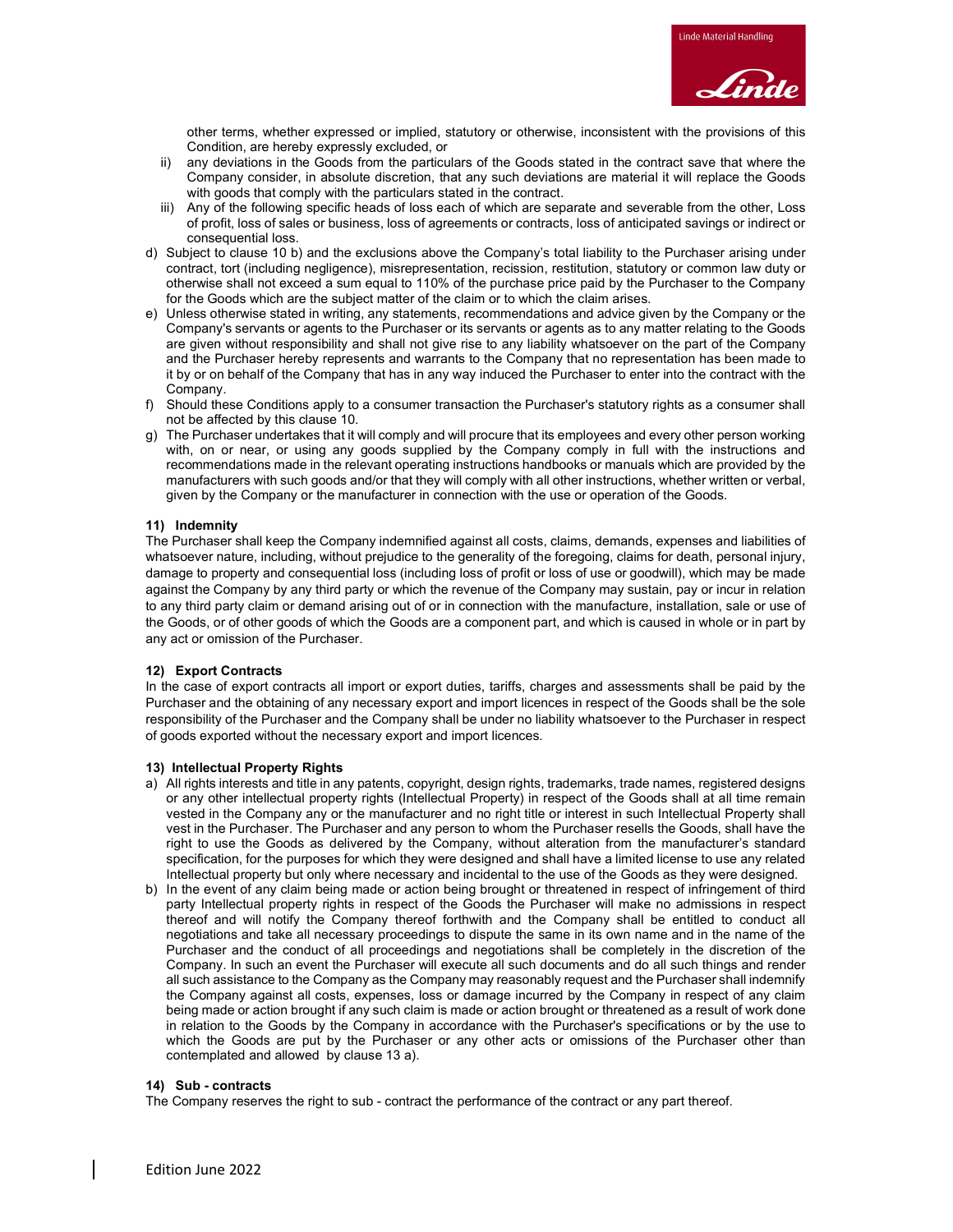other terms, whether expressed or implied, statutory or otherwise, inconsistent with the provisions of this Condition, are hereby expressly excluded, or

   ii) any deviations in the Goods from the particulars of the Goods stated in the contract save that where the Company consider, in absolute discretion, that any such deviations are material it will replace the Goods with goods that comply with the particulars stated in the contract.
   iii) Any of the following specific heads of loss each of which are separate and severable from the other, Loss of profit, loss of sales or business, loss of agreements or contracts, loss of anticipated savings or indirect or consequential loss.

d) Subject to clause 10 b) and the exclusions above the Company's total liability to the Purchaser arising under contract, tort (including negligence), misrepresentation, recission, restitution, statutory or common law duty or otherwise shall not exceed a sum equal to 110% of the purchase price paid by the Purchaser to the Company for the Goods which are the subject matter of the claim or to which the claim arises.
e) Unless otherwise stated in writing, any statements, recommendations and advice given by the Company or the Company's servants or agents to the Purchaser or its servants or agents as to any matter relating to the Goods are given without responsibility and shall not give rise to any liability whatsoever on the part of the Company and the Purchaser hereby represents and warrants to the Company that no representation has been made to it by or on behalf of the Company that has in any way induced the Purchaser to enter into the contract with the Company.
f) Should these Conditions apply to a consumer transaction the Purchaser's statutory rights as a consumer shall not be affected by this clause 10.
g) The Purchaser undertakes that it will comply and will procure that its employees and every other person working with, on or near, or using any goods supplied by the Company comply in full with the instructions and recommendations made in the relevant operating instructions handbooks or manuals which are provided by the manufacturers with such goods and/or that they will comply with all other instructions, whether written or verbal, given by the Company or the manufacturer in connection with the use or operation of the Goods.

#### 11) Indemnity

The Purchaser shall keep the Company indemnified against all costs, claims, demands, expenses and liabilities of whatsoever nature, including, without prejudice to the generality of the foregoing, claims for death, personal injury, damage to property and consequential loss (including loss of profit or loss of use or goodwill), which may be made against the Company by any third party or which the revenue of the Company may sustain, pay or incur in relation to any third party claim or demand arising out of or in connection with the manufacture, installation, sale or use of the Goods, or of other goods of which the Goods are a component part, and which is caused in whole or in part by any act or omission of the Purchaser.

#### 12) Export Contracts

In the case of export contracts all import or export duties, tariffs, charges and assessments shall be paid by the Purchaser and the obtaining of any necessary export and import licences in respect of the Goods shall be the sole responsibility of the Purchaser and the Company shall be under no liability whatsoever to the Purchaser in respect of goods exported without the necessary export and import licences.

#### 13) Intellectual Property Rights

a) All rights interests and title in any patents, copyright, design rights, trademarks, trade names, registered designs or any other intellectual property rights (Intellectual Property) in respect of the Goods shall at all time remain vested in the Company any or the manufacturer and no right title or interest in such Intellectual Property shall vest in the Purchaser. The Purchaser and any person to whom the Purchaser resells the Goods, shall have the right to use the Goods as delivered by the Company, without alteration from the manufacturer's standard specification, for the purposes for which they were designed and shall have a limited license to use any related Intellectual property but only where necessary and incidental to the use of the Goods as they were designed.
b) In the event of any claim being made or action being brought or threatened in respect of infringement of third party Intellectual property rights in respect of the Goods the Purchaser will make no admissions in respect thereof and will notify the Company thereof forthwith and the Company shall be entitled to conduct all negotiations and take all necessary proceedings to dispute the same in its own name and in the name of the Purchaser and the conduct of all proceedings and negotiations shall be completely in the discretion of the Company. In such an event the Purchaser will execute all such documents and do all such things and render all such assistance to the Company as the Company may reasonably request and the Purchaser shall indemnify the Company against all costs, expenses, loss or damage incurred by the Company in respect of any claim being made or action brought if any such claim is made or action brought or threatened as a result of work done in relation to the Goods by the Company in accordance with the Purchaser's specifications or by the use to which the Goods are put by the Purchaser or any other acts or omissions of the Purchaser other than contemplated and allowed by clause 13 a).

#### 14) Sub - contracts

The Company reserves the right to sub - contract the performance of the contract or any part thereof.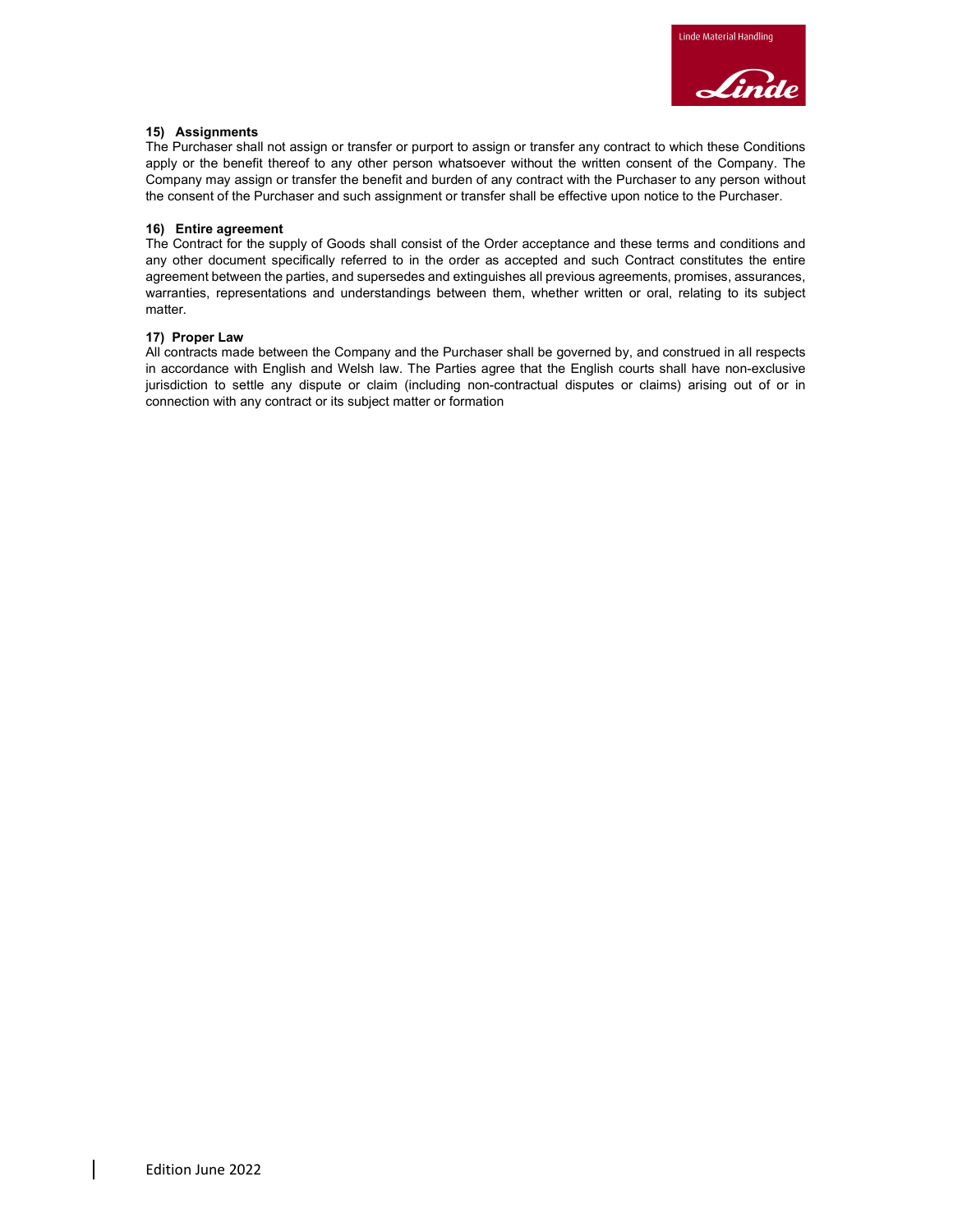**15) Assignments**

The Purchaser shall not assign or transfer or purport to assign or transfer any contract to which these Conditions apply or the benefit thereof to any other person whatsoever without the written consent of the Company. The Company may assign or transfer the benefit and burden of any contract with the Purchaser to any person without the consent of the Purchaser and such assignment or transfer shall be effective upon notice to the Purchaser.

**16) Entire agreement**

The Contract for the supply of Goods shall consist of the Order acceptance and these terms and conditions and any other document specifically referred to in the order as accepted and such Contract constitutes the entire agreement between the parties, and supersedes and extinguishes all previous agreements, promises, assurances, warranties, representations and understandings between them, whether written or oral, relating to its subject matter.

**17) Proper Law**

All contracts made between the Company and the Purchaser shall be governed by, and construed in all respects in accordance with English and Welsh law. The Parties agree that the English courts shall have non-exclusive jurisdiction to settle any dispute or claim (including non-contractual disputes or claims) arising out of or in connection with any contract or its subject matter or formation

Edition June 2022